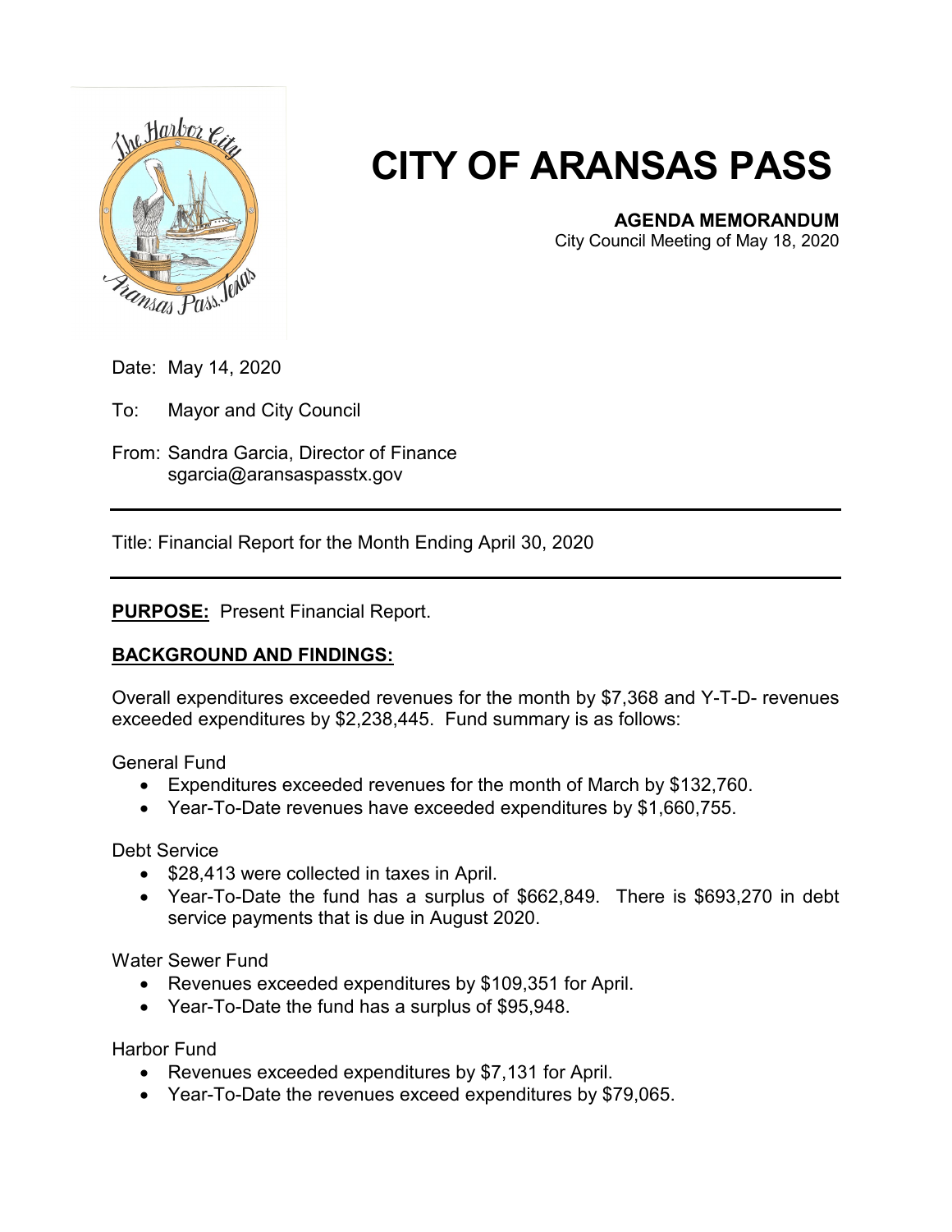# CITY OF ARANSAS PASS

**AGENDA MEMORANDUM**
City Council Meeting of May 18, 2020

Date: May 14, 2020

To: Mayor and City Council

From: Sandra Garcia, Director of Finance
sgarcia@aransaspasstx.gov

---

Title: Financial Report for the Month Ending April 30, 2020

---

**PURPOSE:** Present Financial Report.

**BACKGROUND AND FINDINGS:**

Overall expenditures exceeded revenues for the month by $7,368 and Y-T-D- revenues exceeded expenditures by $2,238,445. Fund summary is as follows:

General Fund

- Expenditures exceeded revenues for the month of March by $132,760.
- Year-To-Date revenues have exceeded expenditures by $1,660,755.

Debt Service

- $28,413 were collected in taxes in April.
- Year-To-Date the fund has a surplus of $662,849. There is $693,270 in debt service payments that is due in August 2020.

Water Sewer Fund

- Revenues exceeded expenditures by $109,351 for April.
- Year-To-Date the fund has a surplus of $95,948.

Harbor Fund

- Revenues exceeded expenditures by $7,131 for April.
- Year-To-Date the revenues exceed expenditures by $79,065.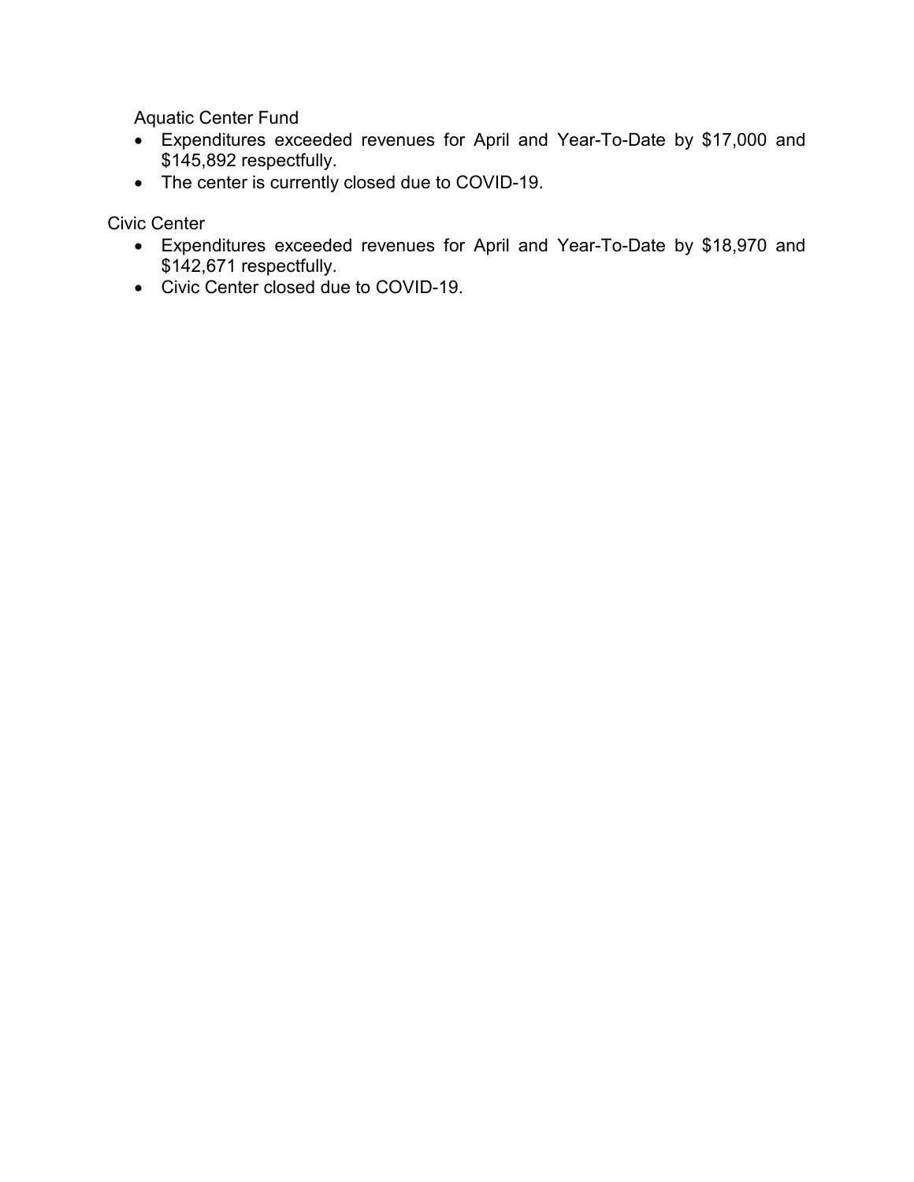Aquatic Center Fund

- Expenditures exceeded revenues for April and Year-To-Date by $17,000 and $145,892 respectfully.
- The center is currently closed due to COVID-19.

Civic Center

- Expenditures exceeded revenues for April and Year-To-Date by $18,970 and $142,671 respectfully.
- Civic Center closed due to COVID-19.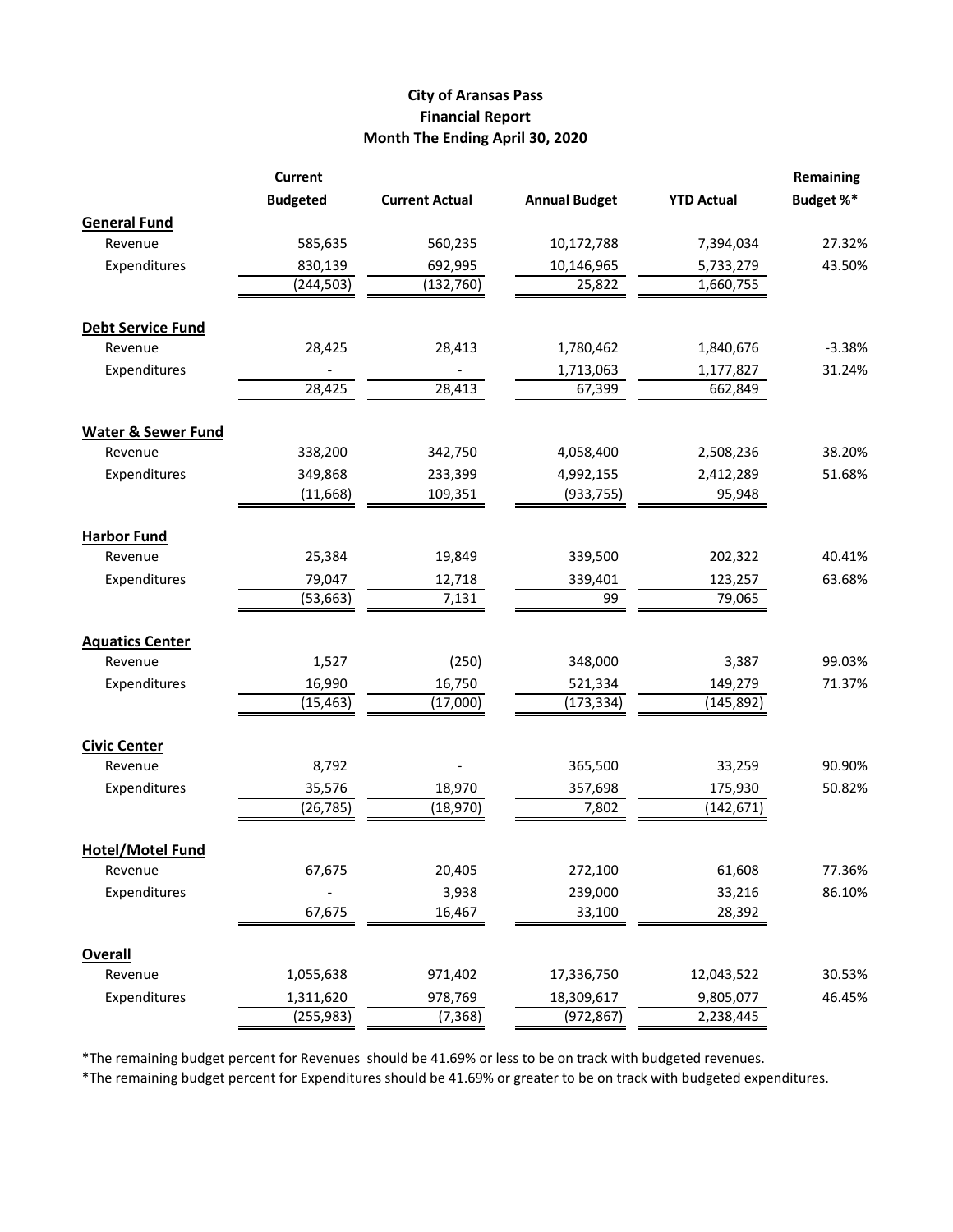# City of Aransas Pass
## Financial Report
## Month The Ending April 30, 2020

| | Current Budgeted | Current Actual | Annual Budget | YTD Actual | Remaining Budget %* |
|---|---|---|---|---|---|
| **General Fund** | | | | | |
| Revenue | 585,635 | 560,235 | 10,172,788 | 7,394,034 | 27.32% |
| Expenditures | 830,139 | 692,995 | 10,146,965 | 5,733,279 | 43.50% |
| | (244,503) | (132,760) | 25,822 | 1,660,755 | |
| **Debt Service Fund** | | | | | |
| Revenue | 28,425 | 28,413 | 1,780,462 | 1,840,676 | -3.38% |
| Expenditures | - | - | 1,713,063 | 1,177,827 | 31.24% |
| | 28,425 | 28,413 | 67,399 | 662,849 | |
| **Water & Sewer Fund** | | | | | |
| Revenue | 338,200 | 342,750 | 4,058,400 | 2,508,236 | 38.20% |
| Expenditures | 349,868 | 233,399 | 4,992,155 | 2,412,289 | 51.68% |
| | (11,668) | 109,351 | (933,755) | 95,948 | |
| **Harbor Fund** | | | | | |
| Revenue | 25,384 | 19,849 | 339,500 | 202,322 | 40.41% |
| Expenditures | 79,047 | 12,718 | 339,401 | 123,257 | 63.68% |
| | (53,663) | 7,131 | 99 | 79,065 | |
| **Aquatics Center** | | | | | |
| Revenue | 1,527 | (250) | 348,000 | 3,387 | 99.03% |
| Expenditures | 16,990 | 16,750 | 521,334 | 149,279 | 71.37% |
| | (15,463) | (17,000) | (173,334) | (145,892) | |
| **Civic Center** | | | | | |
| Revenue | 8,792 | - | 365,500 | 33,259 | 90.90% |
| Expenditures | 35,576 | 18,970 | 357,698 | 175,930 | 50.82% |
| | (26,785) | (18,970) | 7,802 | (142,671) | |
| **Hotel/Motel Fund** | | | | | |
| Revenue | 67,675 | 20,405 | 272,100 | 61,608 | 77.36% |
| Expenditures | - | 3,938 | 239,000 | 33,216 | 86.10% |
| | 67,675 | 16,467 | 33,100 | 28,392 | |
| **Overall** | | | | | |
| Revenue | 1,055,638 | 971,402 | 17,336,750 | 12,043,522 | 30.53% |
| Expenditures | 1,311,620 | 978,769 | 18,309,617 | 9,805,077 | 46.45% |
| | (255,983) | (7,368) | (972,867) | 2,238,445 | |

*The remaining budget percent for Revenues should be 41.69% or less to be on track with budgeted revenues.

*The remaining budget percent for Expenditures should be 41.69% or greater to be on track with budgeted expenditures.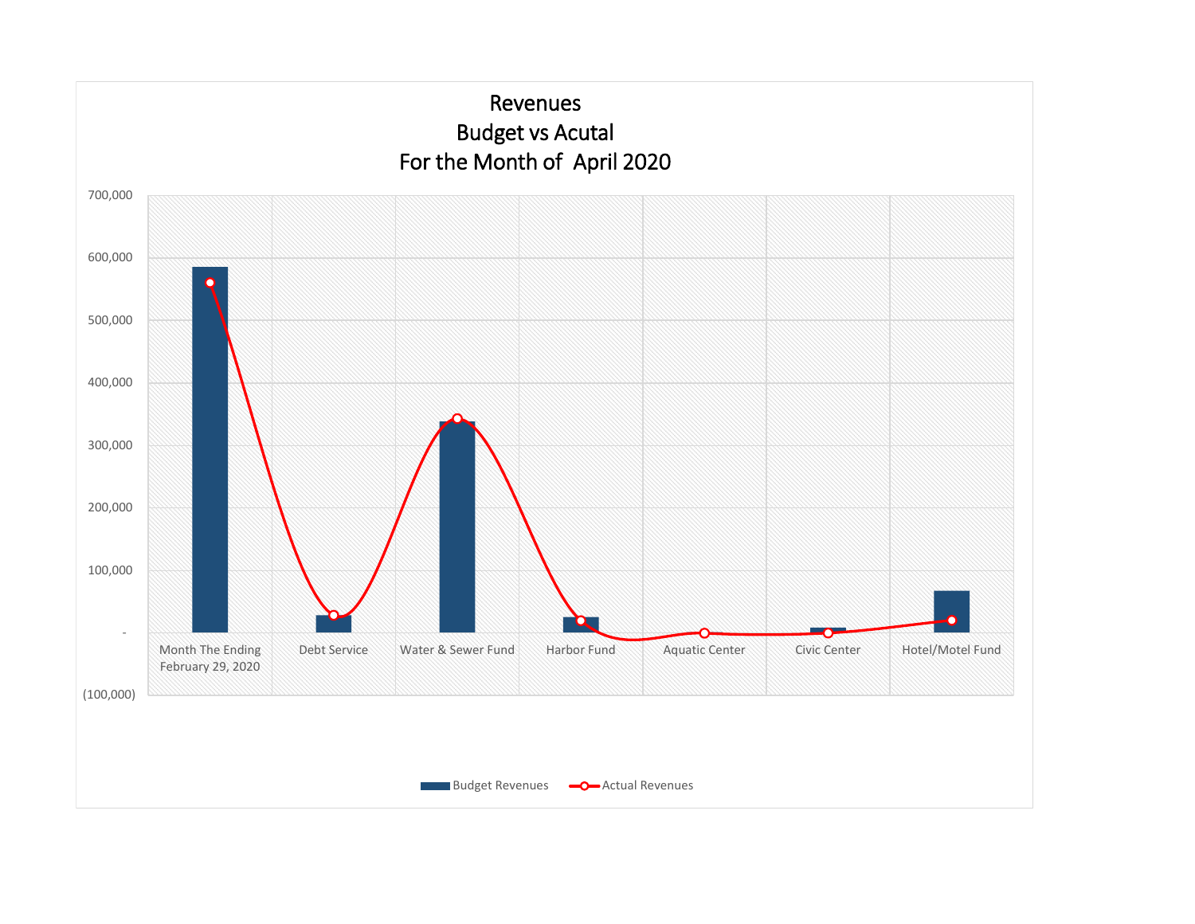# Revenues
## Budget vs Acutal
## For the Month of April 2020

700,000
600,000
500,000
400,000
300,000
200,000
100,000
-
(100,000)

Month The Ending February 29, 2020 | Debt Service | Water & Sewer Fund | Harbor Fund | Aquatic Center | Civic Center | Hotel/Motel Fund

Budget Revenues | Actual Revenues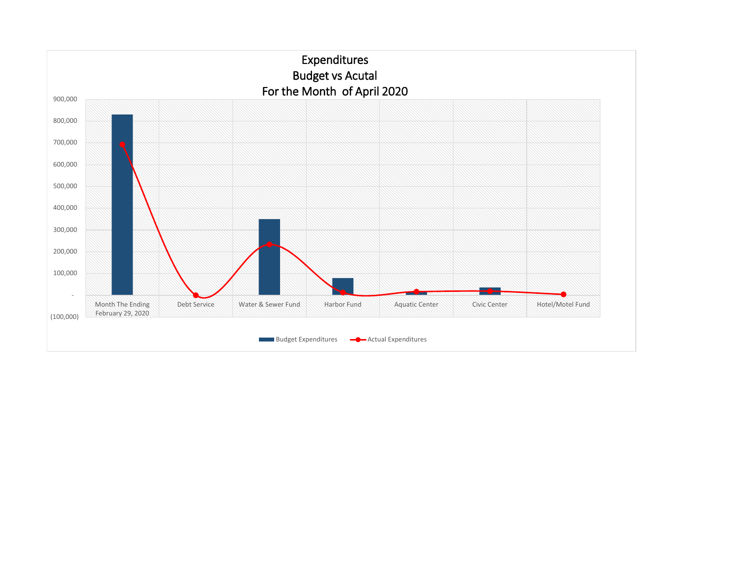# Expenditures
## Budget vs Acutal
## For the Month of April 2020

900,000
800,000
700,000
600,000
500,000
400,000
300,000
200,000
100,000
-
(100,000)

Month The Ending February 29, 2020 | Debt Service | Water & Sewer Fund | Harbor Fund | Aquatic Center | Civic Center | Hotel/Motel Fund

Budget Expenditures — Actual Expenditures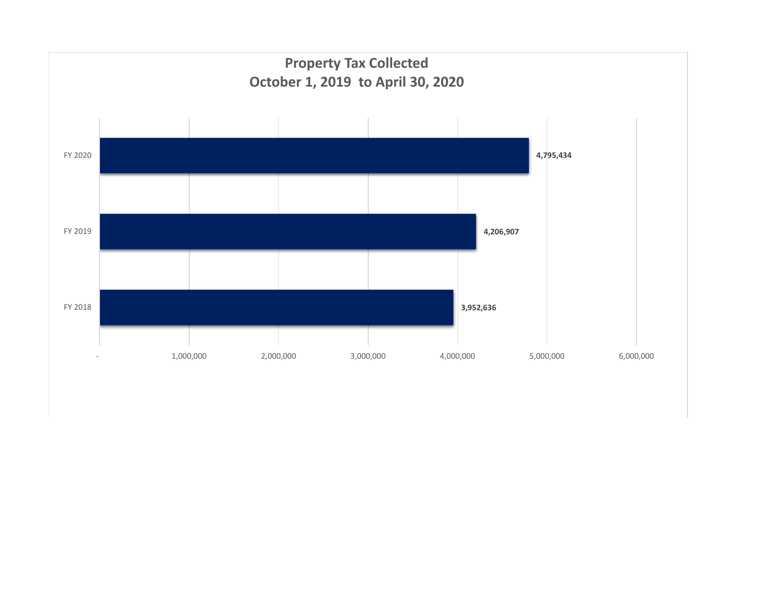# Property Tax Collected
## October 1, 2019 to April 30, 2020

| Fiscal Year | Property Tax Collected |
|---|---|
| FY 2020 | 4,795,434 |
| FY 2019 | 4,206,907 |
| FY 2018 | 3,952,636 |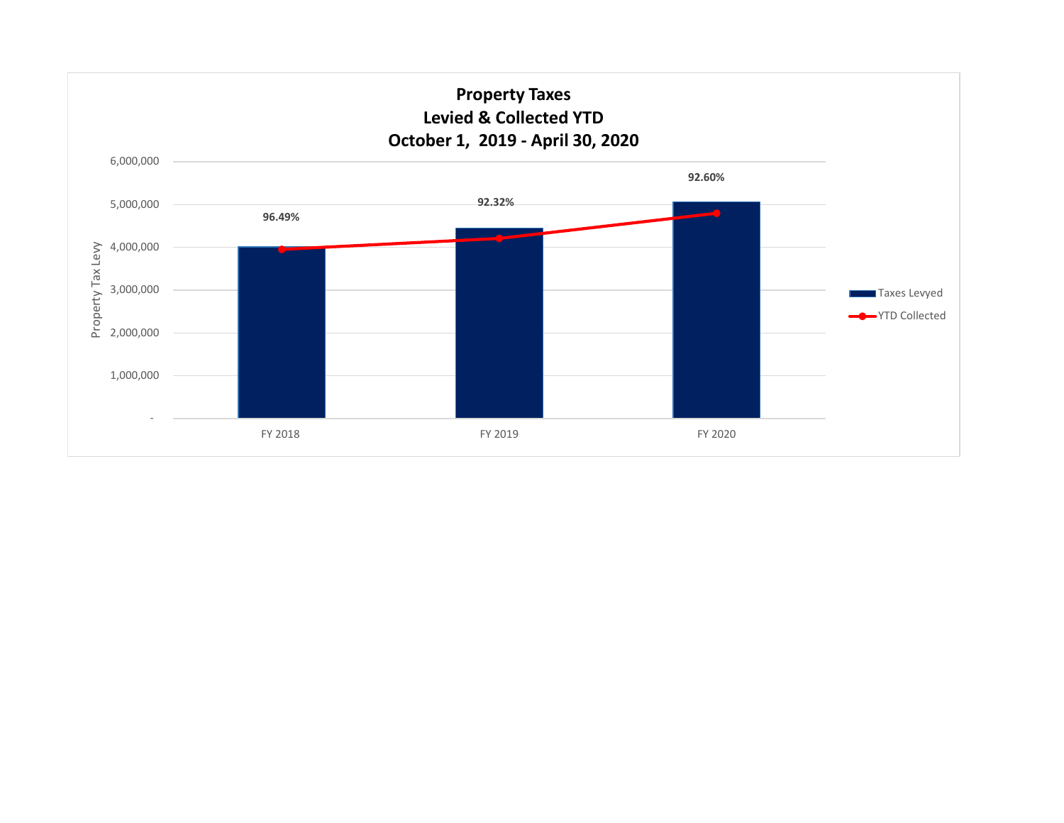# Property Taxes
## Levied & Collected YTD
## October 1, 2019 - April 30, 2020

| | FY 2018 | FY 2019 | FY 2020 |
|---|---|---|---|
| Percent Collected | 96.49% | 92.32% | 92.60% |

Property Tax Levy

Legend: Taxes Levyed; YTD Collected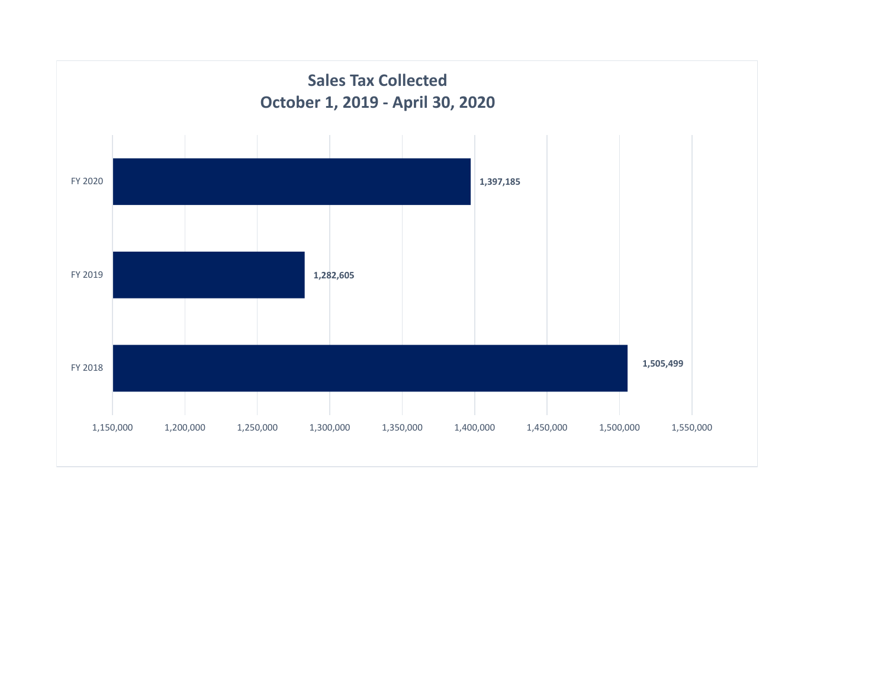## Sales Tax Collected
## October 1, 2019 - April 30, 2020

| | Sales Tax Collected |
|---|---|
| FY 2020 | 1,397,185 |
| FY 2019 | 1,282,605 |
| FY 2018 | 1,505,499 |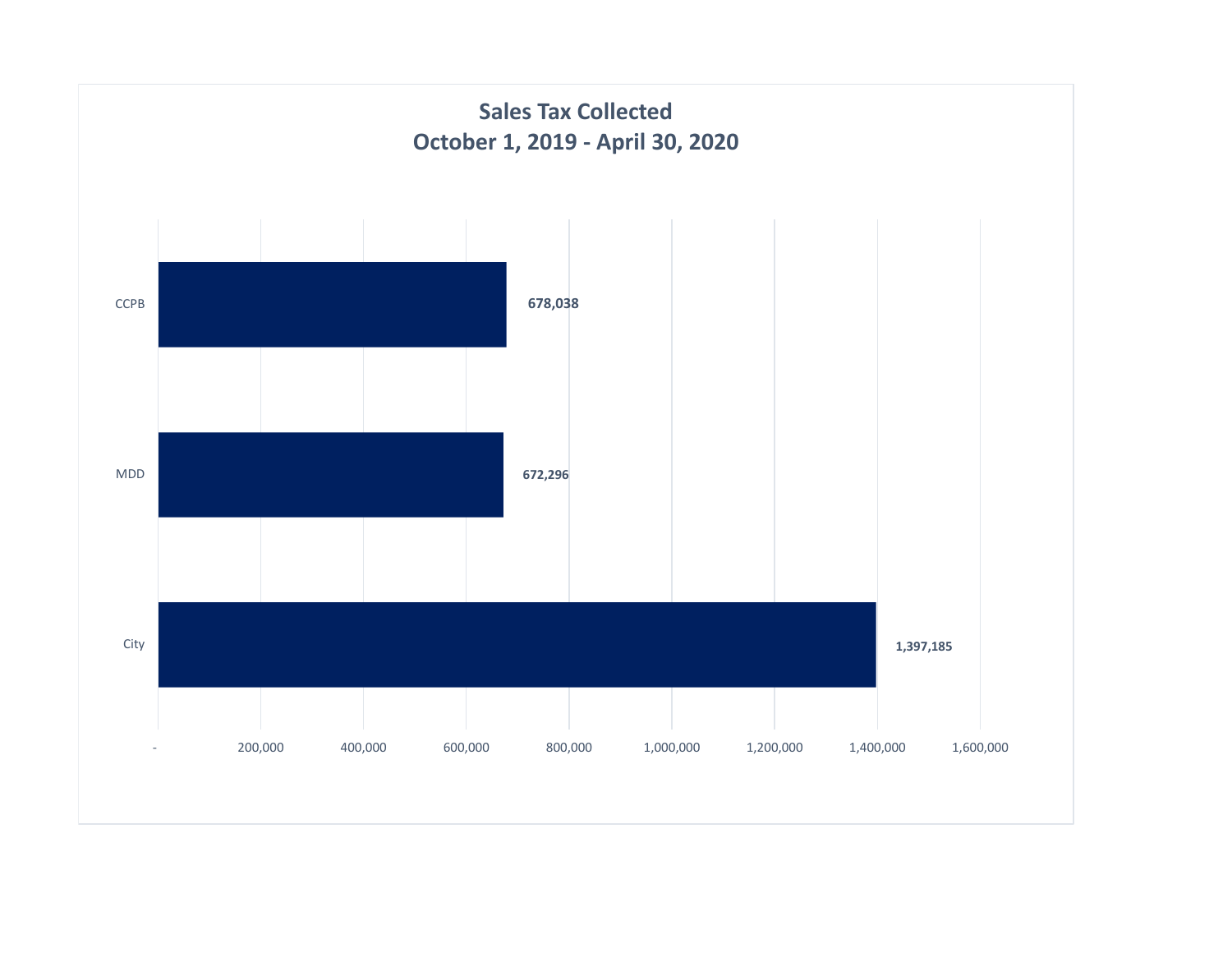## Sales Tax Collected
## October 1, 2019 - April 30, 2020

CCPB

678,038

MDD

672,296

City

1,397,185

- 200,000 400,000 600,000 800,000 1,000,000 1,200,000 1,400,000 1,600,000